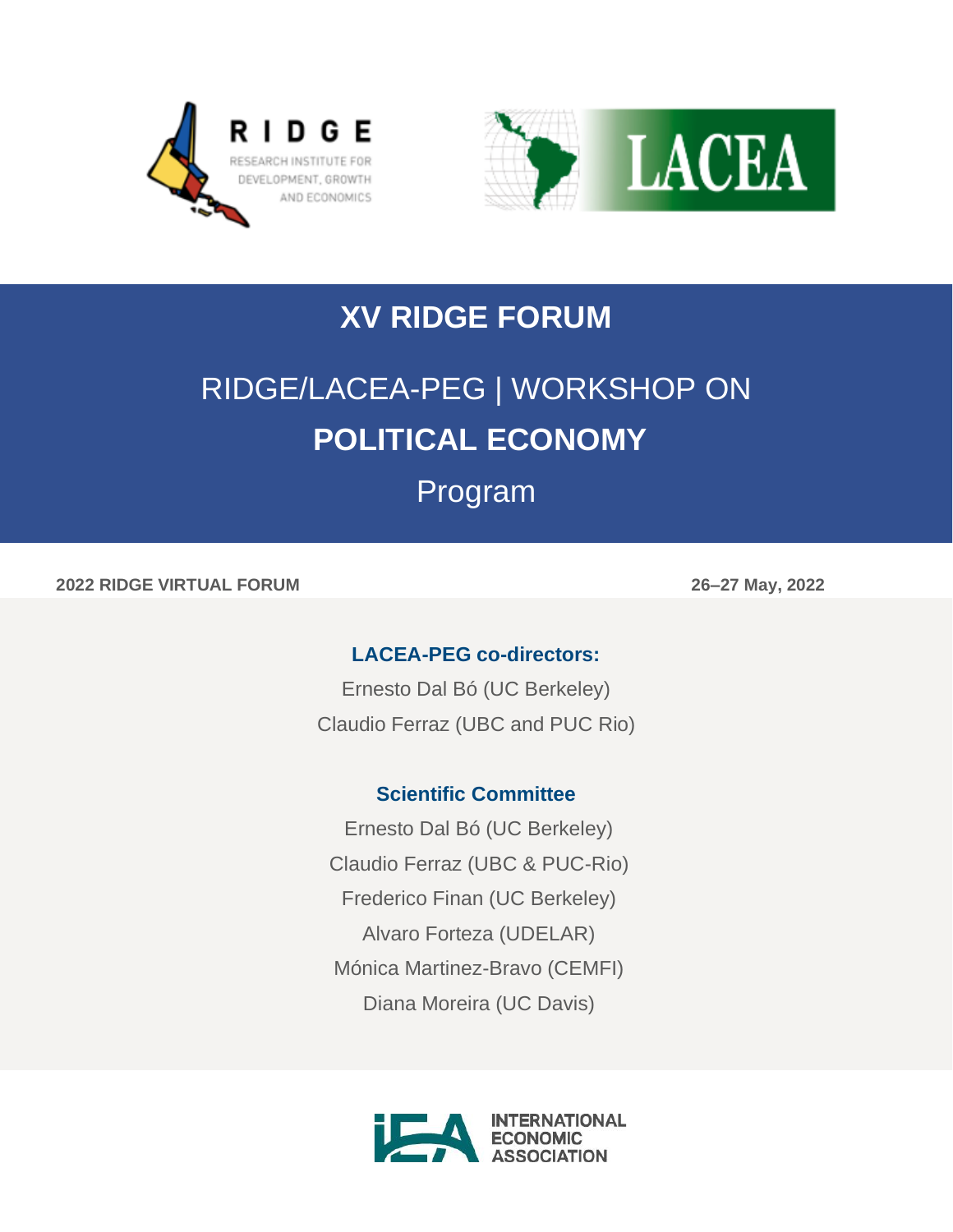RIDGE
RESEARCH INSTITUTE FOR DEVELOPMENT, GROWTH AND ECONOMICS

LACEA

# XV RIDGE FORUM

## RIDGE/LACEA-PEG | WORKSHOP ON **POLITICAL ECONOMY**

## Program

**2022 RIDGE VIRTUAL FORUM** **26–27 May, 2022**

### LACEA-PEG co-directors:

Ernesto Dal Bó (UC Berkeley)

Claudio Ferraz (UBC and PUC Rio)

### Scientific Committee

Ernesto Dal Bó (UC Berkeley)

Claudio Ferraz (UBC & PUC-Rio)

Frederico Finan (UC Berkeley)

Alvaro Forteza (UDELAR)

Mónica Martinez-Bravo (CEMFI)

Diana Moreira (UC Davis)

INTERNATIONAL ECONOMIC ASSOCIATION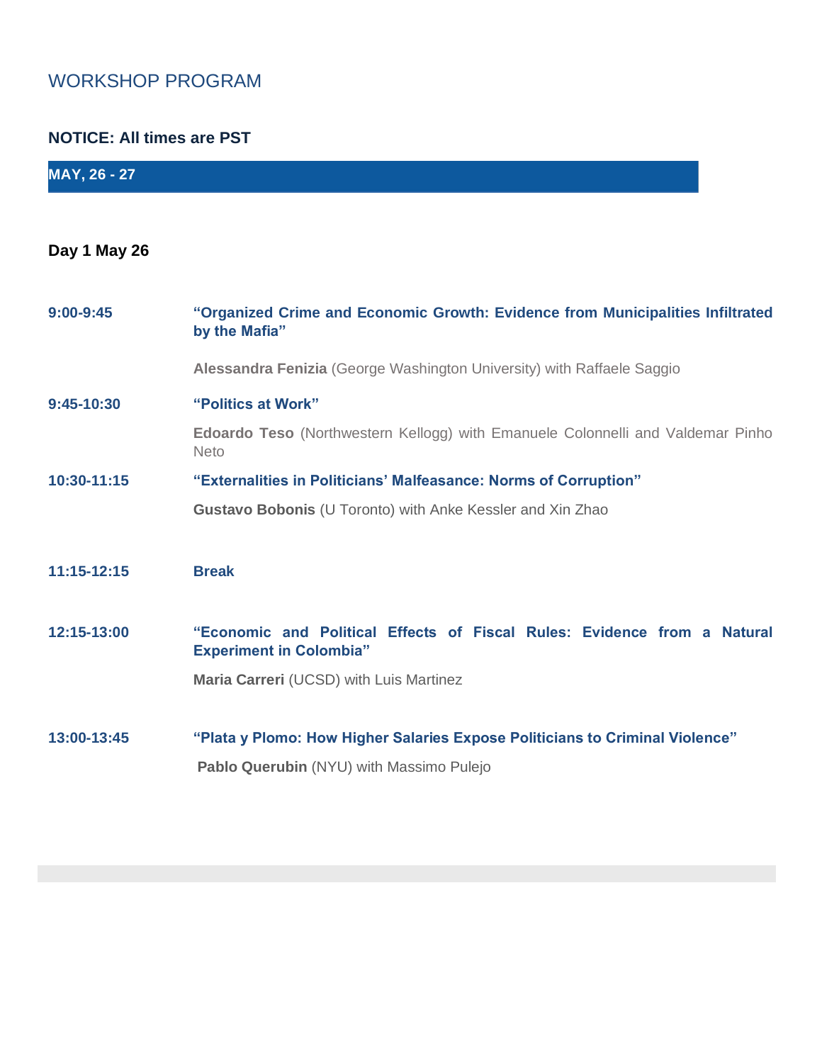# WORKSHOP PROGRAM

**NOTICE: All times are PST**

**MAY, 26 - 27**

**Day 1 May 26**

**9:00-9:45** **"Organized Crime and Economic Growth: Evidence from Municipalities Infiltrated by the Mafia"**

**Alessandra Fenizia** (George Washington University) with Raffaele Saggio

**9:45-10:30** **"Politics at Work"**

**Edoardo Teso** (Northwestern Kellogg) with Emanuele Colonnelli and Valdemar Pinho Neto

**10:30-11:15** **"Externalities in Politicians' Malfeasance: Norms of Corruption"**

**Gustavo Bobonis** (U Toronto) with Anke Kessler and Xin Zhao

**11:15-12:15** **Break**

**12:15-13:00** **"Economic and Political Effects of Fiscal Rules: Evidence from a Natural Experiment in Colombia"**

**Maria Carreri** (UCSD) with Luis Martinez

**13:00-13:45** **"Plata y Plomo: How Higher Salaries Expose Politicians to Criminal Violence"**

**Pablo Querubin** (NYU) with Massimo Pulejo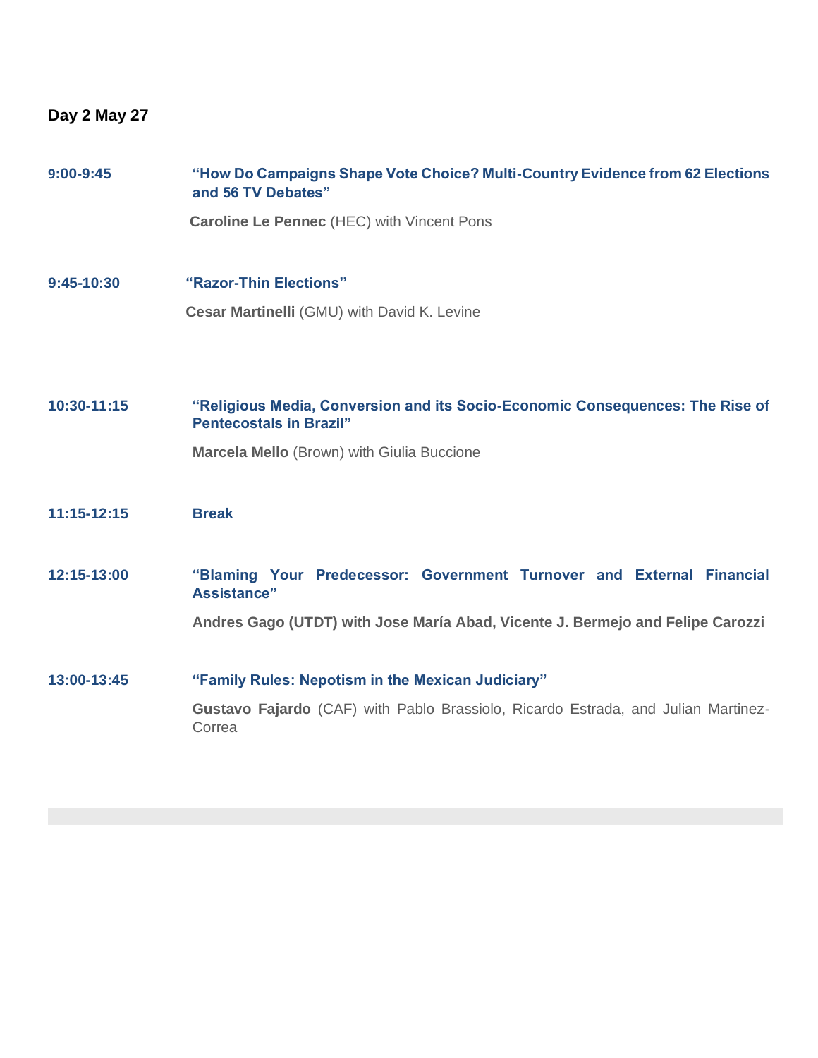**Day 2 May 27**

**9:00-9:45** **"How Do Campaigns Shape Vote Choice? Multi-Country Evidence from 62 Elections and 56 TV Debates"**

**Caroline Le Pennec** (HEC) with Vincent Pons

**9:45-10:30** **"Razor-Thin Elections"**

**Cesar Martinelli** (GMU) with David K. Levine

**10:30-11:15** **"Religious Media, Conversion and its Socio-Economic Consequences: The Rise of Pentecostals in Brazil"**

**Marcela Mello** (Brown) with Giulia Buccione

**11:15-12:15** **Break**

**12:15-13:00** **"Blaming Your Predecessor: Government Turnover and External Financial Assistance"**

**Andres Gago (UTDT) with Jose María Abad, Vicente J. Bermejo and Felipe Carozzi**

**13:00-13:45** **"Family Rules: Nepotism in the Mexican Judiciary"**

**Gustavo Fajardo** (CAF) with Pablo Brassiolo, Ricardo Estrada, and Julian Martinez-Correa